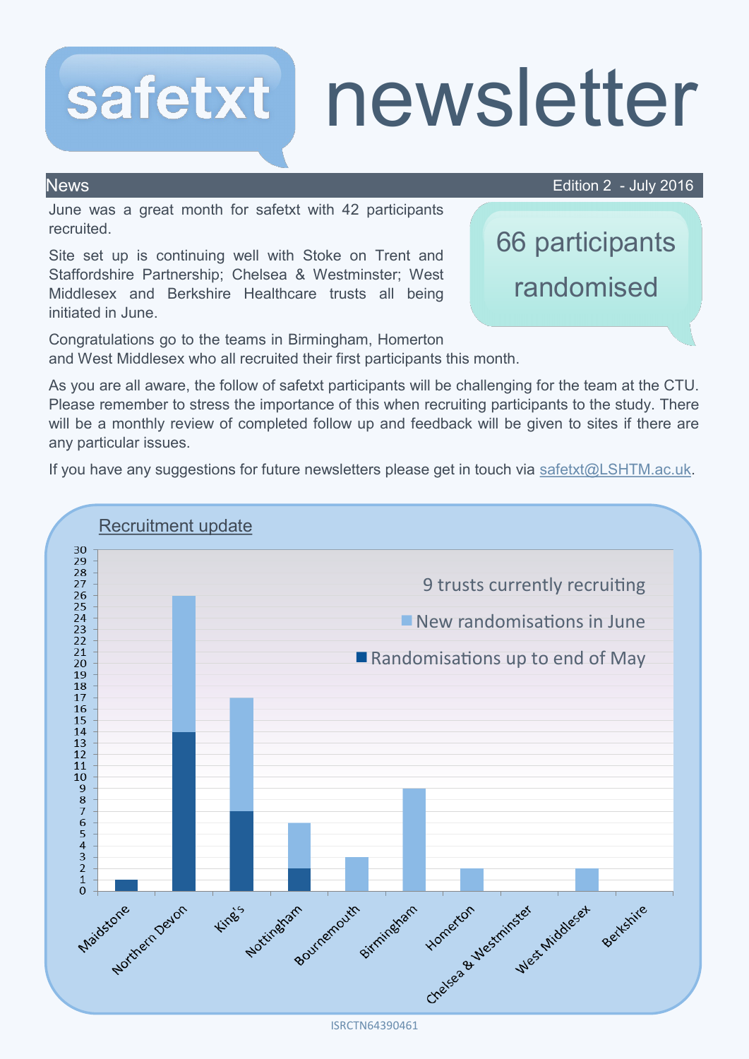# safetxt newsletter

## News

Edition 2 - July 2016

June was a great month for safetxt with 42 participants recruited.

**66 participants randomised**

Site set up is continuing well with Stoke on Trent and Staffordshire Partnership; Chelsea & Westminster; West Middlesex and Berkshire Healthcare trusts all being initiated in June.

Congratulations go to the teams in Birmingham, Homerton and West Middlesex who all recruited their first participants this month.

As you are all aware, the follow of safetxt participants will be challenging for the team at the CTU. Please remember to stress the importance of this when recruiting participants to the study. There will be a monthly review of completed follow up and feedback will be given to sites if there are any particular issues.

If you have any suggestions for future newsletters please get in touch via safetxt@LSHTM.ac.uk.

## Recruitment update

9 trusts currently recruiting

| Trust | Randomisations up to end of May | New randomisations in June | Total |
|---|---|---|---|
| Maidstone | 1 | 0 | 1 |
| Northern Devon | 14 | 12 | 26 |
| King's | 7 | 10 | 17 |
| Nottingham | 2 | 4 | 6 |
| Bournemouth | 0 | 3 | 3 |
| Birmingham | 0 | 9 | 9 |
| Homerton | 0 | 2 | 2 |
| Chelsea & Westminster | 0 | 0 | 0 |
| West Middlesex | 0 | 2 | 2 |
| Berkshire | 0 | 0 | 0 |

ISRCTN64390461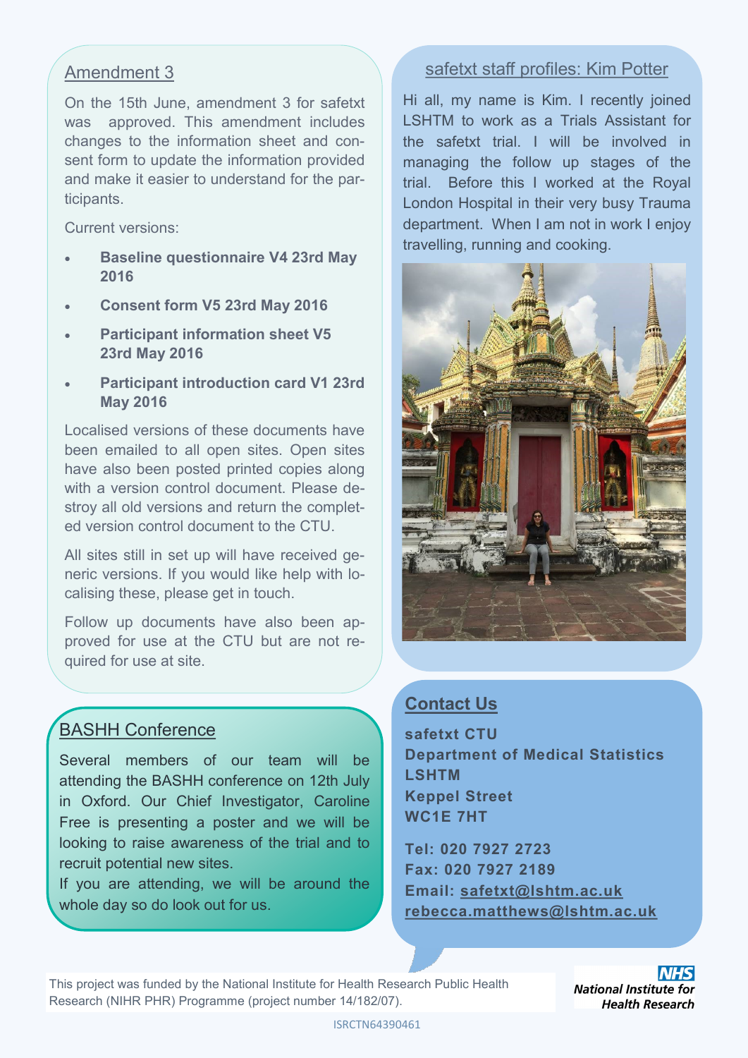## Amendment 3

On the 15th June, amendment 3 for safetxt was approved. This amendment includes changes to the information sheet and consent form to update the information provided and make it easier to understand for the participants.

Current versions:

- **Baseline questionnaire V4 23rd May 2016**
- **Consent form V5 23rd May 2016**
- **Participant information sheet V5 23rd May 2016**
- **Participant introduction card V1 23rd May 2016**

Localised versions of these documents have been emailed to all open sites. Open sites have also been posted printed copies along with a version control document. Please destroy all old versions and return the completed version control document to the CTU.

All sites still in set up will have received generic versions. If you would like help with localising these, please get in touch.

Follow up documents have also been approved for use at the CTU but are not required for use at site.

## BASHH Conference

Several members of our team will be attending the BASHH conference on 12th July in Oxford. Our Chief Investigator, Caroline Free is presenting a poster and we will be looking to raise awareness of the trial and to recruit potential new sites.

If you are attending, we will be around the whole day so do look out for us.

## safetxt staff profiles: Kim Potter

Hi all, my name is Kim. I recently joined LSHTM to work as a Trials Assistant for the safetxt trial. I will be involved in managing the follow up stages of the trial. Before this I worked at the Royal London Hospital in their very busy Trauma department. When I am not in work I enjoy travelling, running and cooking.

## Contact Us

**safetxt CTU**
**Department of Medical Statistics**
**LSHTM**
**Keppel Street**
**WC1E 7HT**

**Tel: 020 7927 2723**
**Fax: 020 7927 2189**
**Email: safetxt@lshtm.ac.uk**
**rebecca.matthews@lshtm.ac.uk**

This project was funded by the National Institute for Health Research Public Health Research (NIHR PHR) Programme (project number 14/182/07).

NHS National Institute for Health Research

ISRCTN64390461